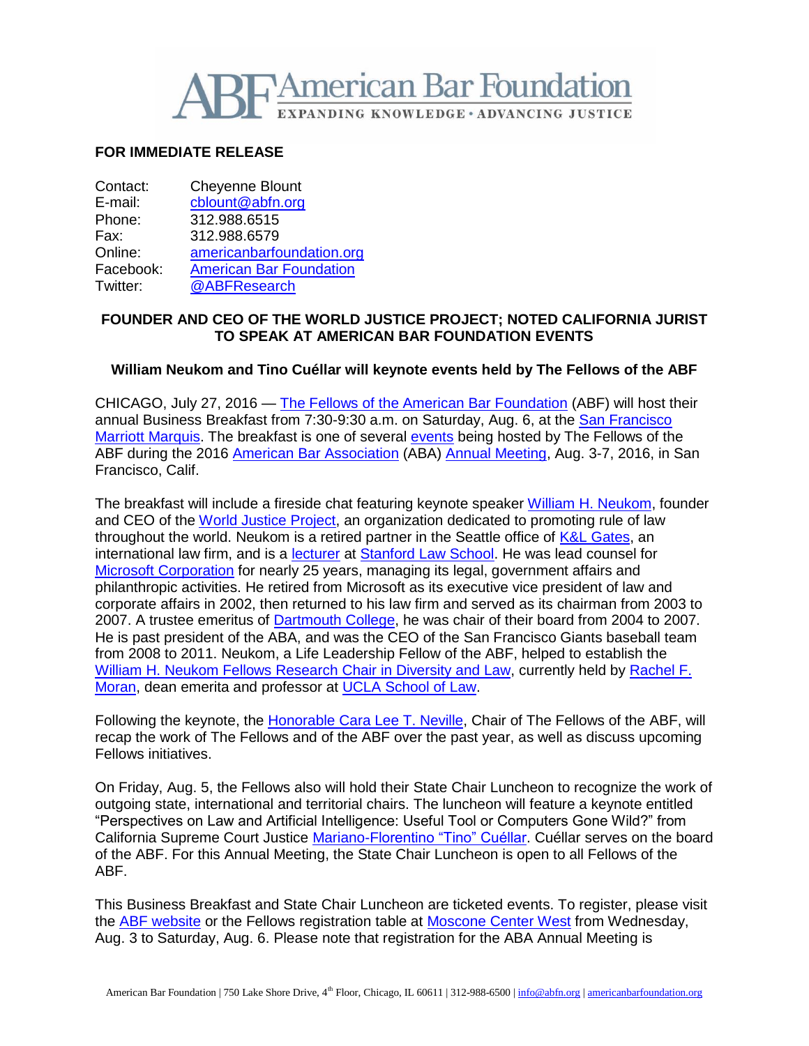# American Bar Foundation

EXPANDING KNOWLEDGE • ADVANCING JUSTICE

**FOR IMMEDIATE RELEASE**

| | |
|---|---|
| Contact: | Cheyenne Blount |
| E-mail: | cblount@abfn.org |
| Phone: | 312.988.6515 |
| Fax: | 312.988.6579 |
| Online: | americanbarfoundation.org |
| Facebook: | American Bar Foundation |
| Twitter: | @ABFResearch |

## FOUNDER AND CEO OF THE WORLD JUSTICE PROJECT; NOTED CALIFORNIA JURIST TO SPEAK AT AMERICAN BAR FOUNDATION EVENTS

### William Neukom and Tino Cuéllar will keynote events held by The Fellows of the ABF

CHICAGO, July 27, 2016 — The Fellows of the American Bar Foundation (ABF) will host their annual Business Breakfast from 7:30-9:30 a.m. on Saturday, Aug. 6, at the San Francisco Marriott Marquis. The breakfast is one of several events being hosted by The Fellows of the ABF during the 2016 American Bar Association (ABA) Annual Meeting, Aug. 3-7, 2016, in San Francisco, Calif.

The breakfast will include a fireside chat featuring keynote speaker William H. Neukom, founder and CEO of the World Justice Project, an organization dedicated to promoting rule of law throughout the world. Neukom is a retired partner in the Seattle office of K&L Gates, an international law firm, and is a lecturer at Stanford Law School. He was lead counsel for Microsoft Corporation for nearly 25 years, managing its legal, government affairs and philanthropic activities. He retired from Microsoft as its executive vice president of law and corporate affairs in 2002, then returned to his law firm and served as its chairman from 2003 to 2007. A trustee emeritus of Dartmouth College, he was chair of their board from 2004 to 2007. He is past president of the ABA, and was the CEO of the San Francisco Giants baseball team from 2008 to 2011. Neukom, a Life Leadership Fellow of the ABF, helped to establish the William H. Neukom Fellows Research Chair in Diversity and Law, currently held by Rachel F. Moran, dean emerita and professor at UCLA School of Law.

Following the keynote, the Honorable Cara Lee T. Neville, Chair of The Fellows of the ABF, will recap the work of The Fellows and of the ABF over the past year, as well as discuss upcoming Fellows initiatives.

On Friday, Aug. 5, the Fellows also will hold their State Chair Luncheon to recognize the work of outgoing state, international and territorial chairs. The luncheon will feature a keynote entitled "Perspectives on Law and Artificial Intelligence: Useful Tool or Computers Gone Wild?" from California Supreme Court Justice Mariano-Florentino "Tino" Cuéllar. Cuéllar serves on the board of the ABF. For this Annual Meeting, the State Chair Luncheon is open to all Fellows of the ABF.

This Business Breakfast and State Chair Luncheon are ticketed events. To register, please visit the ABF website or the Fellows registration table at Moscone Center West from Wednesday, Aug. 3 to Saturday, Aug. 6. Please note that registration for the ABA Annual Meeting is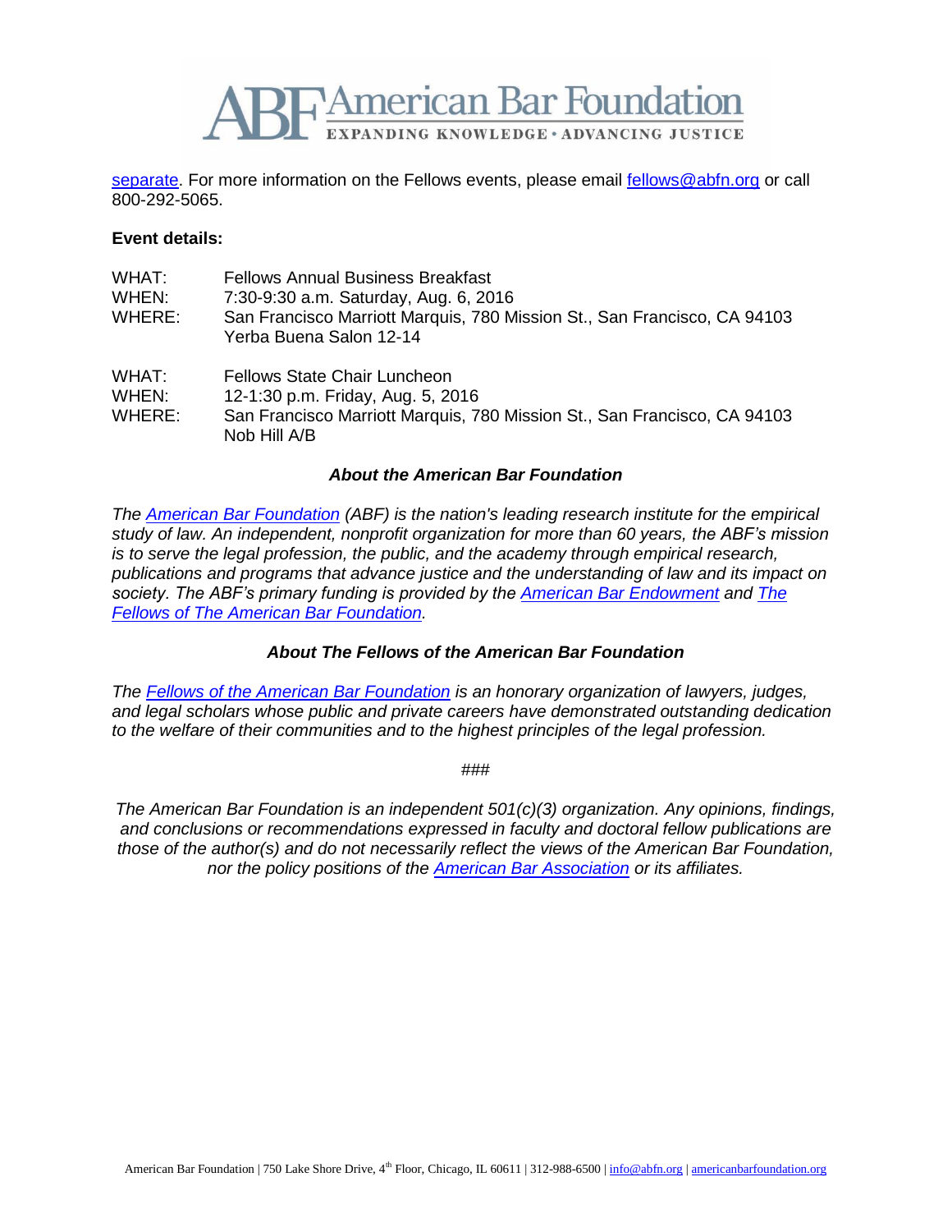separate. For more information on the Fellows events, please email fellows@abfn.org or call 800-292-5065.

**Event details:**

WHAT: Fellows Annual Business Breakfast
WHEN: 7:30-9:30 a.m. Saturday, Aug. 6, 2016
WHERE: San Francisco Marriott Marquis, 780 Mission St., San Francisco, CA 94103
Yerba Buena Salon 12-14

WHAT: Fellows State Chair Luncheon
WHEN: 12-1:30 p.m. Friday, Aug. 5, 2016
WHERE: San Francisco Marriott Marquis, 780 Mission St., San Francisco, CA 94103
Nob Hill A/B

### *About the American Bar Foundation*

*The American Bar Foundation (ABF) is the nation's leading research institute for the empirical study of law. An independent, nonprofit organization for more than 60 years, the ABF's mission is to serve the legal profession, the public, and the academy through empirical research, publications and programs that advance justice and the understanding of law and its impact on society. The ABF's primary funding is provided by the American Bar Endowment and The Fellows of The American Bar Foundation.*

### *About The Fellows of the American Bar Foundation*

*The Fellows of the American Bar Foundation is an honorary organization of lawyers, judges, and legal scholars whose public and private careers have demonstrated outstanding dedication to the welfare of their communities and to the highest principles of the legal profession.*

###

*The American Bar Foundation is an independent 501(c)(3) organization. Any opinions, findings, and conclusions or recommendations expressed in faculty and doctoral fellow publications are those of the author(s) and do not necessarily reflect the views of the American Bar Foundation, nor the policy positions of the American Bar Association or its affiliates.*